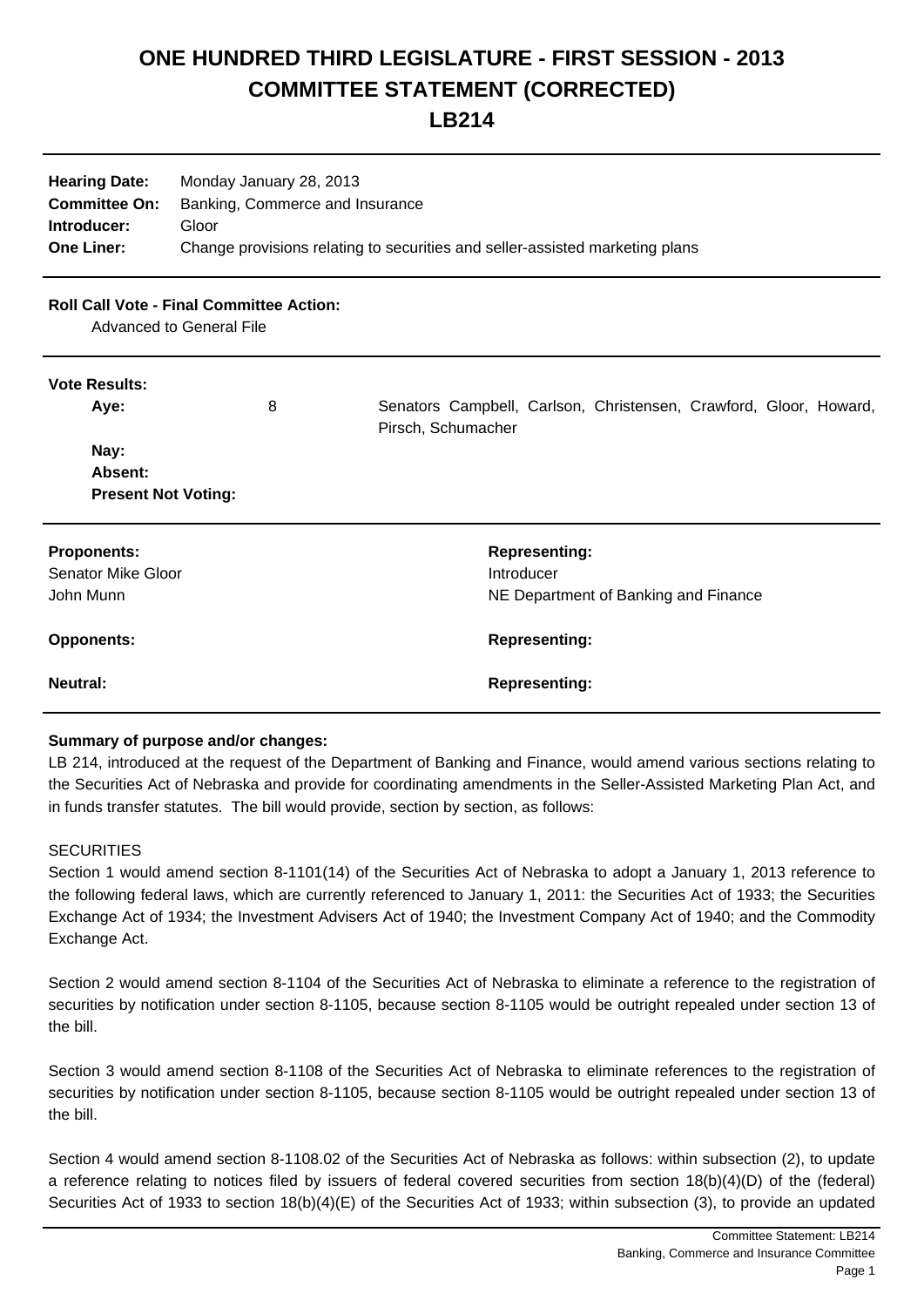# ONE HUNDRED THIRD LEGISLATURE - FIRST SESSION - 2013
# COMMITTEE STATEMENT (CORRECTED)
# LB214

**Hearing Date:** Monday January 28, 2013
**Committee On:** Banking, Commerce and Insurance
**Introducer:** Gloor
**One Liner:** Change provisions relating to securities and seller-assisted marketing plans

---

**Roll Call Vote - Final Committee Action:**
Advanced to General File

---

**Vote Results:**

| | | |
|---|---|---|
| **Aye:** | 8 | Senators Campbell, Carlson, Christensen, Crawford, Gloor, Howard, Pirsch, Schumacher |
| **Nay:** | | |
| **Absent:** | | |
| **Present Not Voting:** | | |

---

| **Proponents:** | **Representing:** |
|---|---|
| Senator Mike Gloor | Introducer |
| John Munn | NE Department of Banking and Finance |
| **Opponents:** | **Representing:** |
| **Neutral:** | **Representing:** |

---

**Summary of purpose and/or changes:**

LB 214, introduced at the request of the Department of Banking and Finance, would amend various sections relating to the Securities Act of Nebraska and provide for coordinating amendments in the Seller-Assisted Marketing Plan Act, and in funds transfer statutes. The bill would provide, section by section, as follows:

SECURITIES

Section 1 would amend section 8-1101(14) of the Securities Act of Nebraska to adopt a January 1, 2013 reference to the following federal laws, which are currently referenced to January 1, 2011: the Securities Act of 1933; the Securities Exchange Act of 1934; the Investment Advisers Act of 1940; the Investment Company Act of 1940; and the Commodity Exchange Act.

Section 2 would amend section 8-1104 of the Securities Act of Nebraska to eliminate a reference to the registration of securities by notification under section 8-1105, because section 8-1105 would be outright repealed under section 13 of the bill.

Section 3 would amend section 8-1108 of the Securities Act of Nebraska to eliminate references to the registration of securities by notification under section 8-1105, because section 8-1105 would be outright repealed under section 13 of the bill.

Section 4 would amend section 8-1108.02 of the Securities Act of Nebraska as follows: within subsection (2), to update a reference relating to notices filed by issuers of federal covered securities from section 18(b)(4)(D) of the (federal) Securities Act of 1933 to section 18(b)(4)(E) of the Securities Act of 1933; within subsection (3), to provide an updated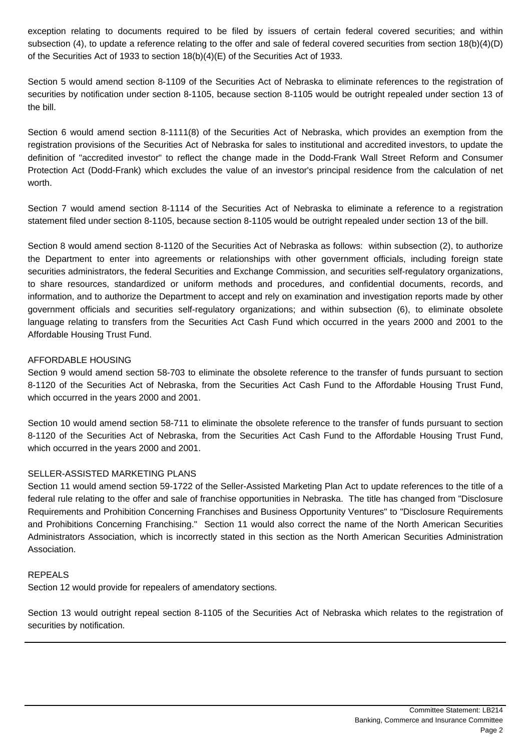exception relating to documents required to be filed by issuers of certain federal covered securities; and within subsection (4), to update a reference relating to the offer and sale of federal covered securities from section 18(b)(4)(D) of the Securities Act of 1933 to section 18(b)(4)(E) of the Securities Act of 1933.

Section 5 would amend section 8-1109 of the Securities Act of Nebraska to eliminate references to the registration of securities by notification under section 8-1105, because section 8-1105 would be outright repealed under section 13 of the bill.

Section 6 would amend section 8-1111(8) of the Securities Act of Nebraska, which provides an exemption from the registration provisions of the Securities Act of Nebraska for sales to institutional and accredited investors, to update the definition of "accredited investor" to reflect the change made in the Dodd-Frank Wall Street Reform and Consumer Protection Act (Dodd-Frank) which excludes the value of an investor's principal residence from the calculation of net worth.

Section 7 would amend section 8-1114 of the Securities Act of Nebraska to eliminate a reference to a registration statement filed under section 8-1105, because section 8-1105 would be outright repealed under section 13 of the bill.

Section 8 would amend section 8-1120 of the Securities Act of Nebraska as follows: within subsection (2), to authorize the Department to enter into agreements or relationships with other government officials, including foreign state securities administrators, the federal Securities and Exchange Commission, and securities self-regulatory organizations, to share resources, standardized or uniform methods and procedures, and confidential documents, records, and information, and to authorize the Department to accept and rely on examination and investigation reports made by other government officials and securities self-regulatory organizations; and within subsection (6), to eliminate obsolete language relating to transfers from the Securities Act Cash Fund which occurred in the years 2000 and 2001 to the Affordable Housing Trust Fund.

AFFORDABLE HOUSING

Section 9 would amend section 58-703 to eliminate the obsolete reference to the transfer of funds pursuant to section 8-1120 of the Securities Act of Nebraska, from the Securities Act Cash Fund to the Affordable Housing Trust Fund, which occurred in the years 2000 and 2001.

Section 10 would amend section 58-711 to eliminate the obsolete reference to the transfer of funds pursuant to section 8-1120 of the Securities Act of Nebraska, from the Securities Act Cash Fund to the Affordable Housing Trust Fund, which occurred in the years 2000 and 2001.

SELLER-ASSISTED MARKETING PLANS

Section 11 would amend section 59-1722 of the Seller-Assisted Marketing Plan Act to update references to the title of a federal rule relating to the offer and sale of franchise opportunities in Nebraska. The title has changed from "Disclosure Requirements and Prohibition Concerning Franchises and Business Opportunity Ventures" to "Disclosure Requirements and Prohibitions Concerning Franchising." Section 11 would also correct the name of the North American Securities Administrators Association, which is incorrectly stated in this section as the North American Securities Administration Association.

REPEALS

Section 12 would provide for repealers of amendatory sections.

Section 13 would outright repeal section 8-1105 of the Securities Act of Nebraska which relates to the registration of securities by notification.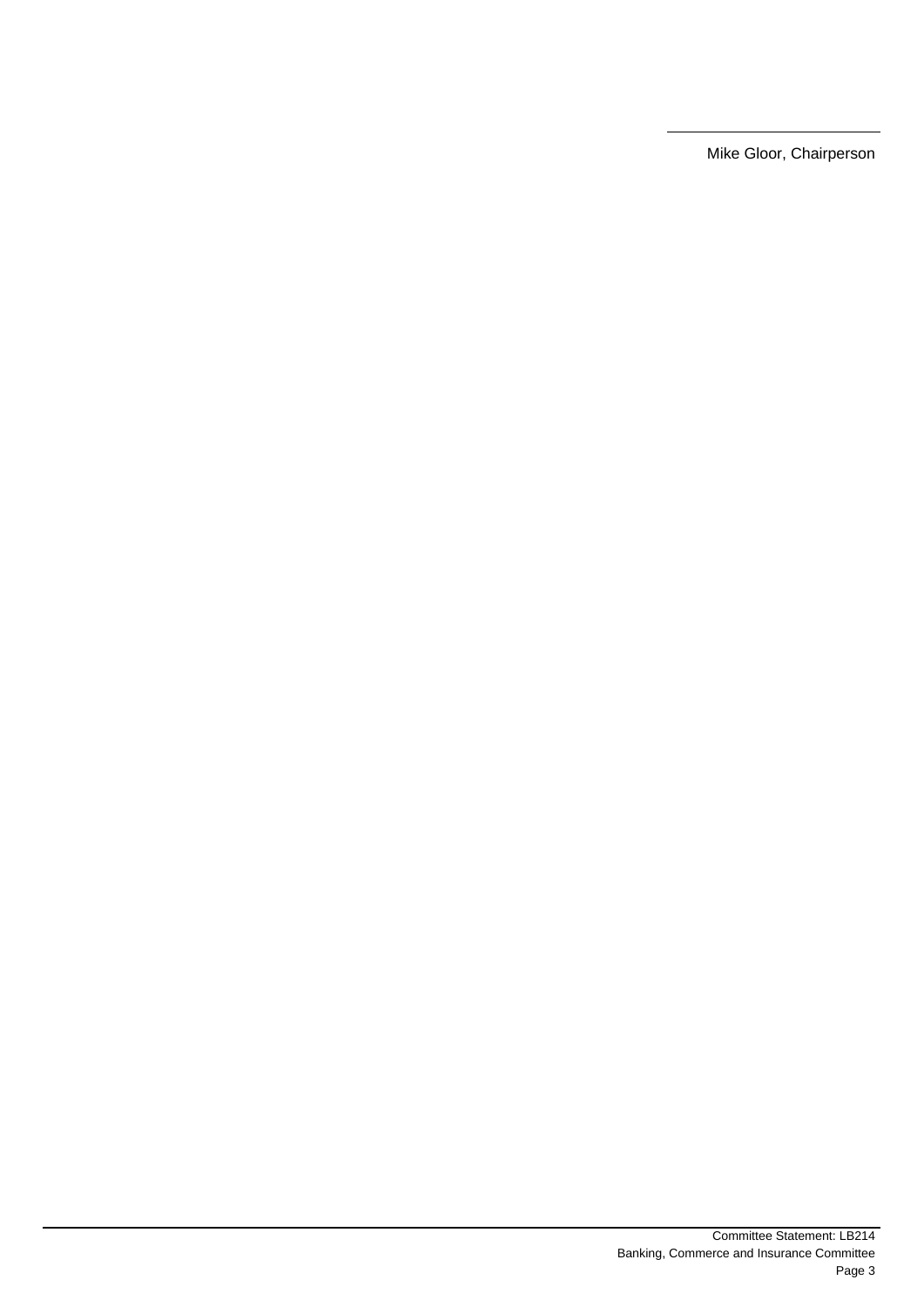Mike Gloor, Chairperson